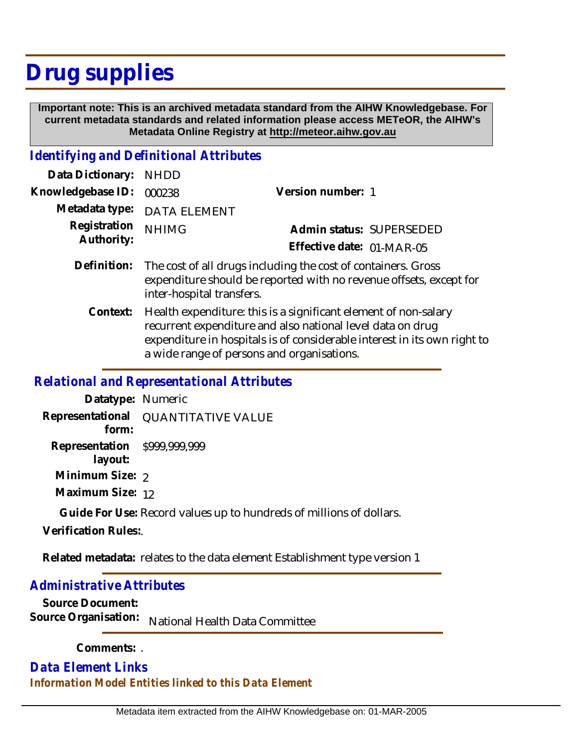# Drug supplies

**Important note: This is an archived metadata standard from the AIHW Knowledgebase. For current metadata standards and related information please access METeOR, the AIHW's Metadata Online Registry at http://meteor.aihw.gov.au**

## *Identifying and Definitional Attributes*

**Data Dictionary:** NHDD

**Knowledgebase ID:** 000238

**Version number:** 1

**Metadata type:** DATA ELEMENT

**Registration Authority:** NHIMG

**Admin status:** SUPERSEDED

**Effective date:** 01-MAR-05

**Definition:** The cost of all drugs including the cost of containers. Gross expenditure should be reported with no revenue offsets, except for inter-hospital transfers.

**Context:** Health expenditure: this is a significant element of non-salary recurrent expenditure and also national level data on drug expenditure in hospitals is of considerable interest in its own right to a wide range of persons and organisations.

## *Relational and Representational Attributes*

**Datatype:** Numeric

**Representational form:** QUANTITATIVE VALUE

**Representation layout:** $999,999,999

**Minimum Size:** 2

**Maximum Size:** 12

**Guide For Use:** Record values up to hundreds of millions of dollars.

**Verification Rules:** .

**Related metadata:** relates to the data element Establishment type version 1

## *Administrative Attributes*

**Source Document:**

**Source Organisation:** National Health Data Committee

**Comments:** .

## *Data Element Links*

***Information Model Entities linked to this Data Element***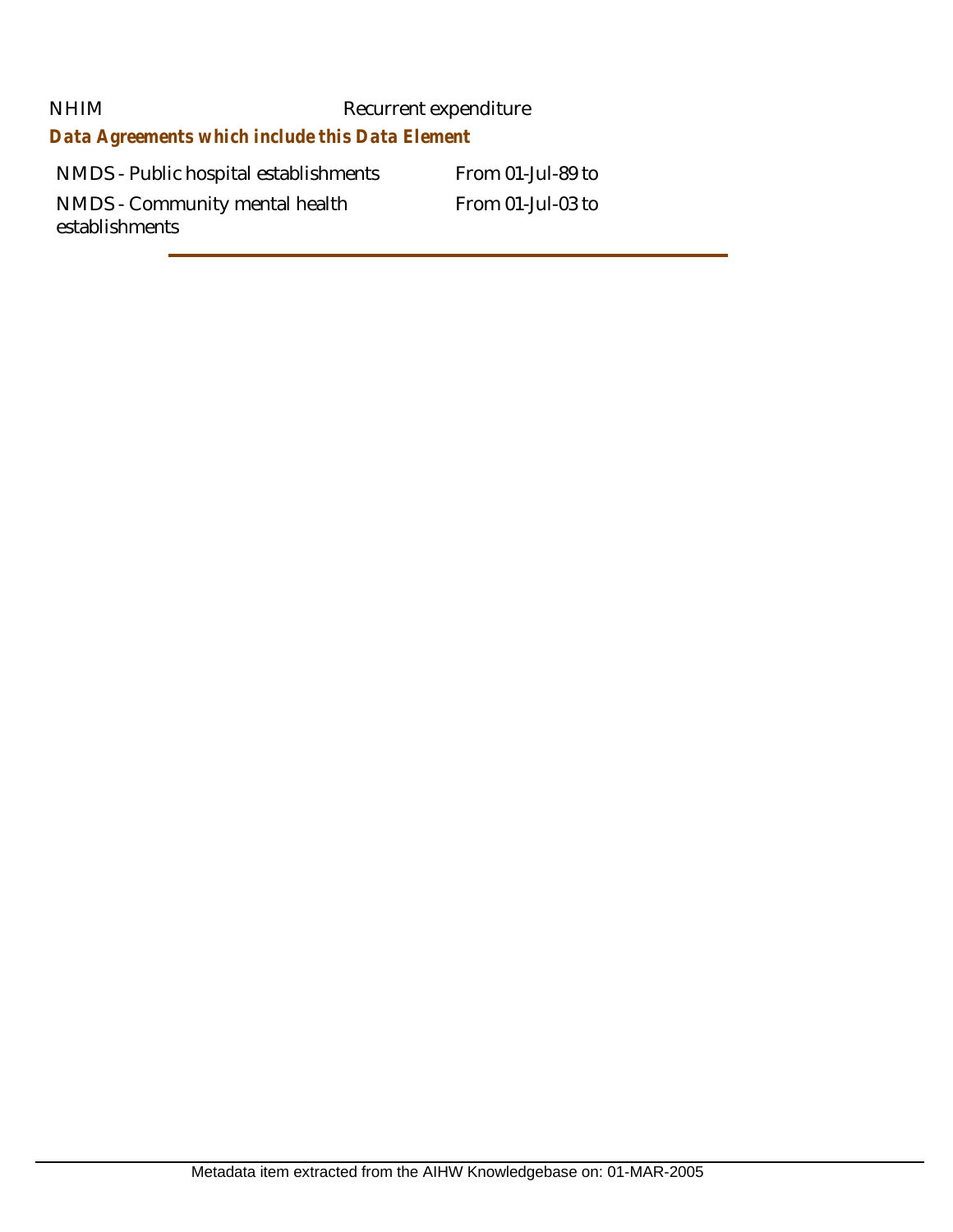| | |
|---|---|
| NHIM | Recurrent expenditure |

### *Data Agreements which include this Data Element*

| | |
|---|---|
| NMDS - Public hospital establishments | From 01-Jul-89 to |
| NMDS - Community mental health establishments | From 01-Jul-03 to |

Metadata item extracted from the AIHW Knowledgebase on: 01-MAR-2005